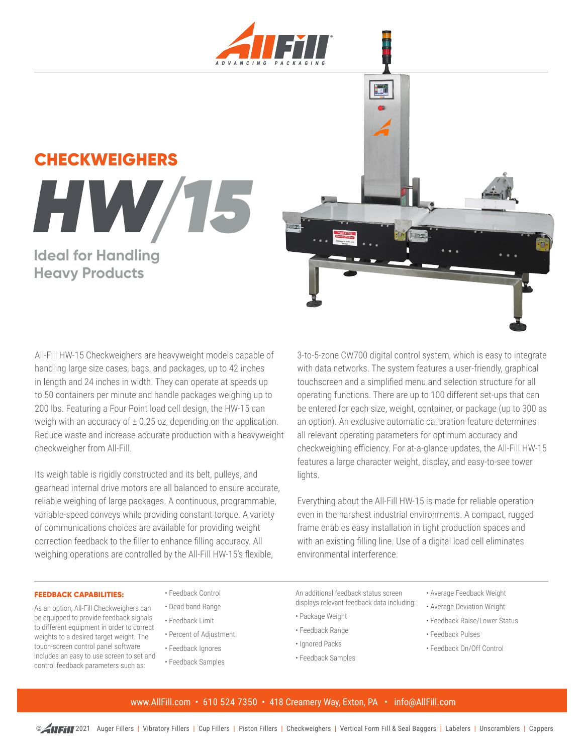# CHECKWEIGHERS

# HW/15

## Ideal for Handling Heavy Products

All-Fill HW-15 Checkweighers are heavyweight models capable of handling large size cases, bags, and packages, up to 42 inches in length and 24 inches in width. They can operate at speeds up to 50 containers per minute and handle packages weighing up to 200 lbs. Featuring a Four Point load cell design, the HW-15 can weigh with an accuracy of ± 0.25 oz, depending on the application. Reduce waste and increase accurate production with a heavyweight checkweigher from All-Fill.

Its weigh table is rigidly constructed and its belt, pulleys, and gearhead internal drive motors are all balanced to ensure accurate, reliable weighing of large packages. A continuous, programmable, variable-speed conveys while providing constant torque. A variety of communications choices are available for providing weight correction feedback to the filler to enhance filling accuracy. All weighing operations are controlled by the All-Fill HW-15's flexible, 3-to-5-zone CW700 digital control system, which is easy to integrate with data networks. The system features a user-friendly, graphical touchscreen and a simplified menu and selection structure for all operating functions. There are up to 100 different set-ups that can be entered for each size, weight, container, or package (up to 300 as an option). An exclusive automatic calibration feature determines all relevant operating parameters for optimum accuracy and checkweighing efficiency. For at-a-glance updates, the All-Fill HW-15 features a large character weight, display, and easy-to-see tower lights.

Everything about the All-Fill HW-15 is made for reliable operation even in the harshest industrial environments. A compact, rugged frame enables easy installation in tight production spaces and with an existing filling line. Use of a digital load cell eliminates environmental interference.

**FEEDBACK CAPABILITIES:**

As an option, All-Fill Checkweighers can be equipped to provide feedback signals to different equipment in order to correct weights to a desired target weight. The touch-screen control panel software includes an easy to use screen to set and control feedback parameters such as:

- Feedback Control
- Dead band Range
- Feedback Limit
- Percent of Adjustment
- Feedback Ignores
- Feedback Samples

An additional feedback status screen displays relevant feedback data including:

- Package Weight
- Feedback Range
- Ignored Packs
- Feedback Samples
- Average Feedback Weight
- Average Deviation Weight
- Feedback Raise/Lower Status
- Feedback Pulses
- Feedback On/Off Control

www.AllFill.com • 610 524 7350 • 418 Creamery Way, Exton, PA • info@AllFill.com

© AllFill 2021 Auger Fillers | Vibratory Fillers | Cup Fillers | Piston Fillers | Checkweighers | Vertical Form Fill & Seal Baggers | Labelers | Unscramblers | Cappers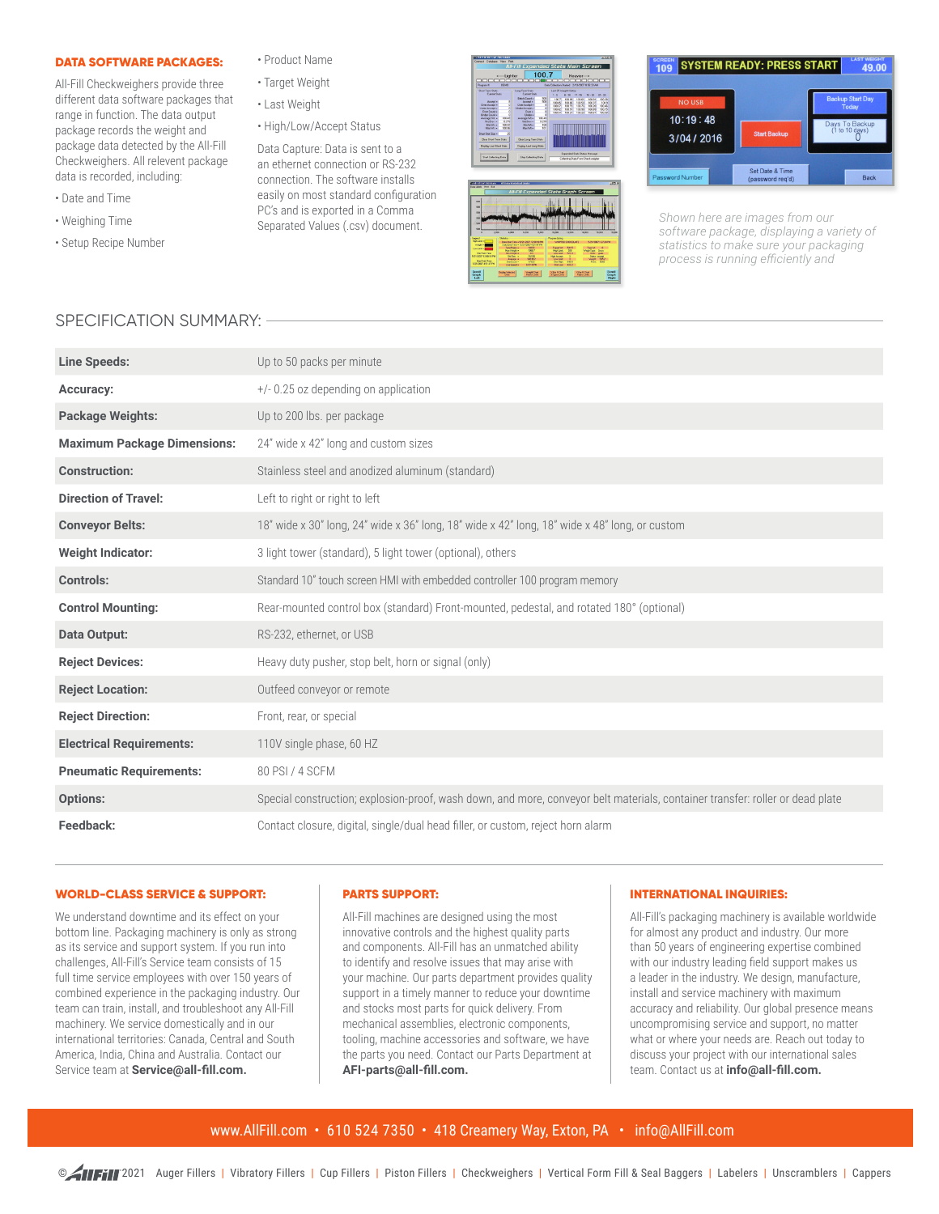## DATA SOFTWARE PACKAGES:

All-Fill Checkweighers provide three different data software packages that range in function. The data output package records the weight and package data detected by the All-Fill Checkweighers. All relevent package data is recorded, including:

- Date and Time
- Weighing Time
- Setup Recipe Number
- Product Name
- Target Weight
- Last Weight
- High/Low/Accept Status

Data Capture: Data is sent to a an ethernet connection or RS-232 connection. The software installs easily on most standard configuration PC's and is exported in a Comma Separated Values (.csv) document.

*Shown here are images from our software package, displaying a variety of statistics to make sure your packaging process is running efficiently and*

## SPECIFICATION SUMMARY:

| | |
|---|---|
| **Line Speeds:** | Up to 50 packs per minute |
| **Accuracy:** | +/- 0.25 oz depending on application |
| **Package Weights:** | Up to 200 lbs. per package |
| **Maximum Package Dimensions:** | 24" wide x 42" long and custom sizes |
| **Construction:** | Stainless steel and anodized aluminum (standard) |
| **Direction of Travel:** | Left to right or right to left |
| **Conveyor Belts:** | 18" wide x 30" long, 24" wide x 36" long, 18" wide x 42" long, 18" wide x 48" long, or custom |
| **Weight Indicator:** | 3 light tower (standard), 5 light tower (optional), others |
| **Controls:** | Standard 10" touch screen HMI with embedded controller 100 program memory |
| **Control Mounting:** | Rear-mounted control box (standard) Front-mounted, pedestal, and rotated 180° (optional) |
| **Data Output:** | RS-232, ethernet, or USB |
| **Reject Devices:** | Heavy duty pusher, stop belt, horn or signal (only) |
| **Reject Location:** | Outfeed conveyor or remote |
| **Reject Direction:** | Front, rear, or special |
| **Electrical Requirements:** | 110V single phase, 60 HZ |
| **Pneumatic Requirements:** | 80 PSI / 4 SCFM |
| **Options:** | Special construction; explosion-proof, wash down, and more, conveyor belt materials, container transfer: roller or dead plate |
| **Feedback:** | Contact closure, digital, single/dual head filler, or custom, reject horn alarm |

## WORLD-CLASS SERVICE & SUPPORT:

We understand downtime and its effect on your bottom line. Packaging machinery is only as strong as its service and support system. If you run into challenges, All-Fill's Service team consists of 15 full time service employees with over 150 years of combined experience in the packaging industry. Our team can train, install, and troubleshoot any All-Fill machinery. We service domestically and in our international territories: Canada, Central and South America, India, China and Australia. Contact our Service team at **Service@all-fill.com.**

## PARTS SUPPORT:

All-Fill machines are designed using the most innovative controls and the highest quality parts and components. All-Fill has an unmatched ability to identify and resolve issues that may arise with your machine. Our parts department provides quality support in a timely manner to reduce your downtime and stocks most parts for quick delivery. From mechanical assemblies, electronic components, tooling, machine accessories and software, we have the parts you need. Contact our Parts Department at **AFI-parts@all-fill.com.**

## INTERNATIONAL INQUIRIES:

All-Fill's packaging machinery is available worldwide for almost any product and industry. Our more than 50 years of engineering expertise combined with our industry leading field support makes us a leader in the industry. We design, manufacture, install and service machinery with maximum accuracy and reliability. Our global presence means uncompromising service and support, no matter what or where your needs are. Reach out today to discuss your project with our international sales team. Contact us at **info@all-fill.com.**

www.AllFill.com • 610 524 7350 • 418 Creamery Way, Exton, PA • info@AllFill.com

© All-Fill 2021 Auger Fillers | Vibratory Fillers | Cup Fillers | Piston Fillers | Checkweighers | Vertical Form Fill & Seal Baggers | Labelers | Unscramblers | Cappers